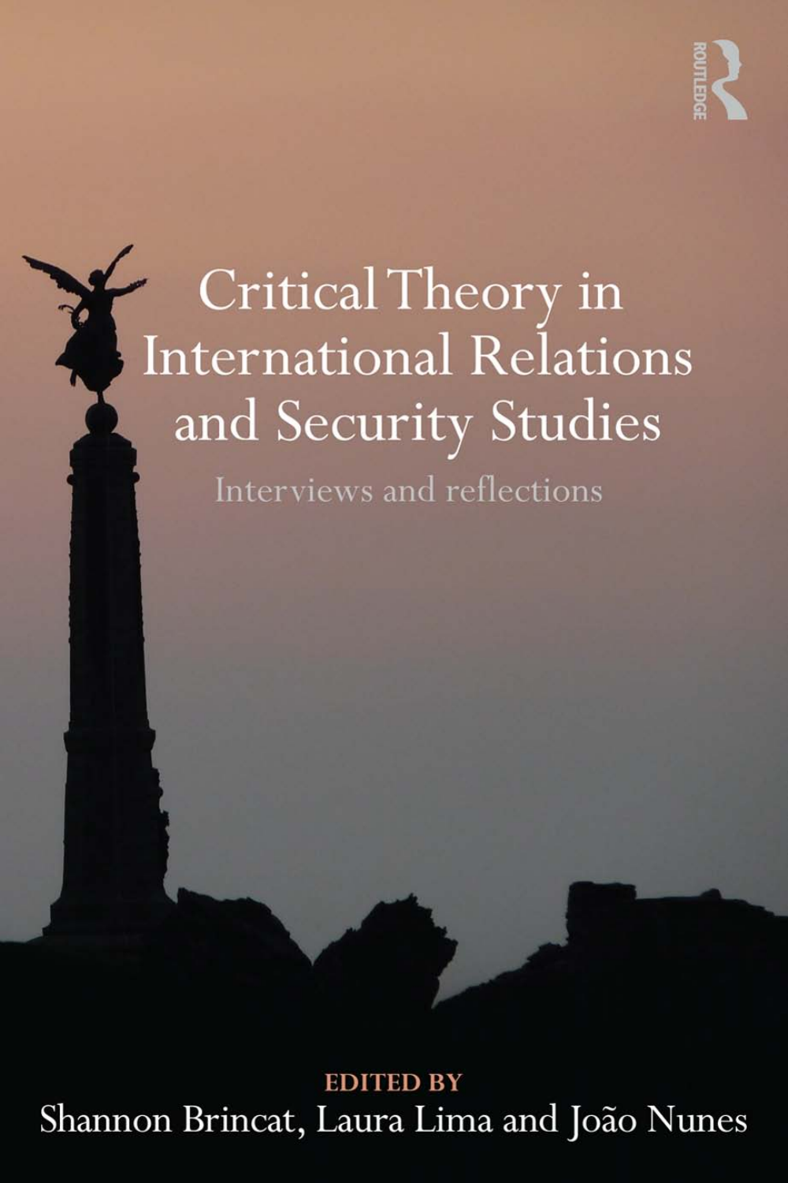# Critical Theory in International Relations and Security Studies

## Interviews and reflections

EDITED BY

Shannon Brincat, Laura Lima and João Nunes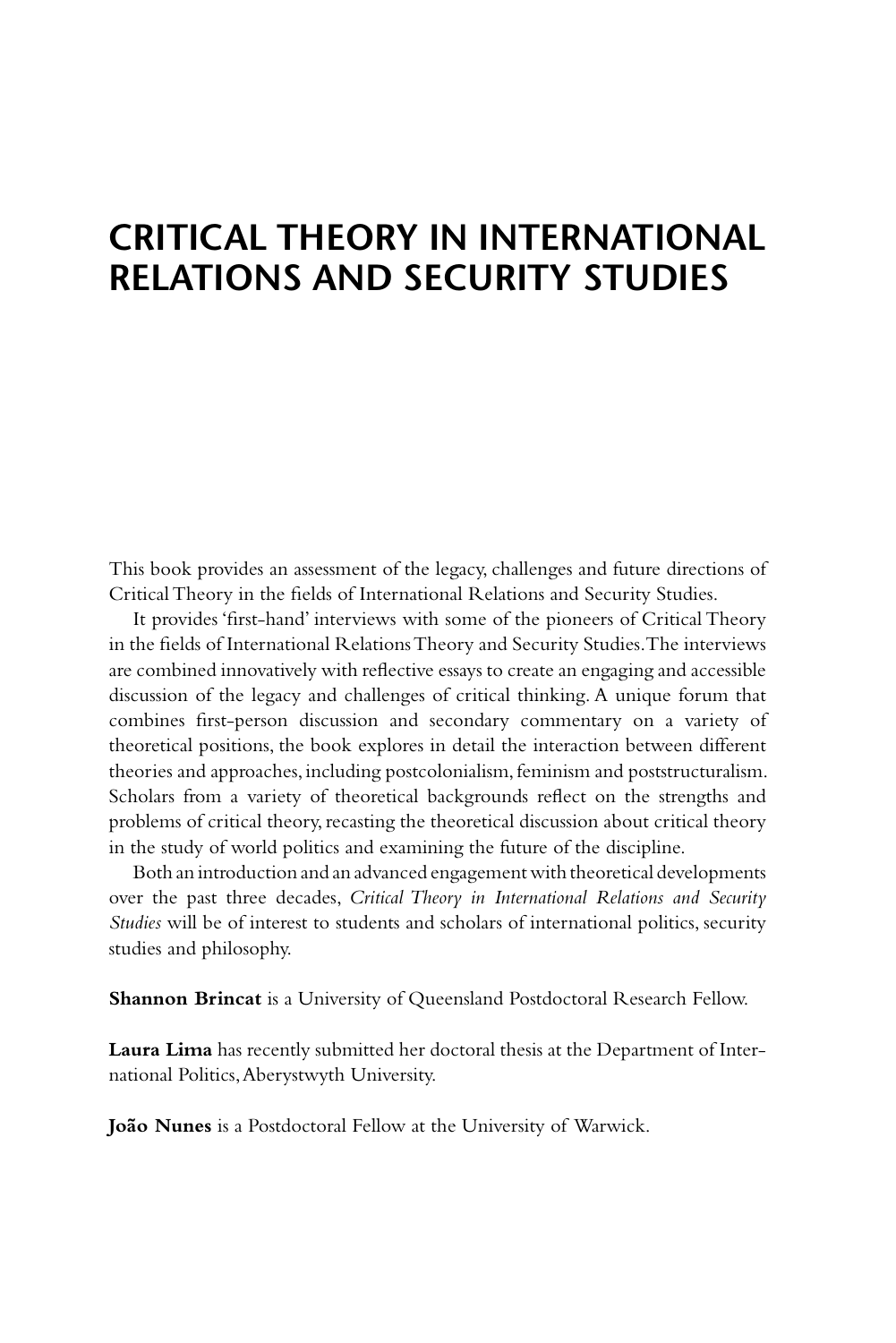# CRITICAL THEORY IN INTERNATIONAL RELATIONS AND SECURITY STUDIES

This book provides an assessment of the legacy, challenges and future directions of Critical Theory in the fields of International Relations and Security Studies.

It provides 'first-hand' interviews with some of the pioneers of Critical Theory in the fields of International Relations Theory and Security Studies. The interviews are combined innovatively with reflective essays to create an engaging and accessible discussion of the legacy and challenges of critical thinking. A unique forum that combines first-person discussion and secondary commentary on a variety of theoretical positions, the book explores in detail the interaction between different theories and approaches, including postcolonialism, feminism and poststructuralism. Scholars from a variety of theoretical backgrounds reflect on the strengths and problems of critical theory, recasting the theoretical discussion about critical theory in the study of world politics and examining the future of the discipline.

Both an introduction and an advanced engagement with theoretical developments over the past three decades, *Critical Theory in International Relations and Security Studies* will be of interest to students and scholars of international politics, security studies and philosophy.

**Shannon Brincat** is a University of Queensland Postdoctoral Research Fellow.

**Laura Lima** has recently submitted her doctoral thesis at the Department of International Politics, Aberystwyth University.

**João Nunes** is a Postdoctoral Fellow at the University of Warwick.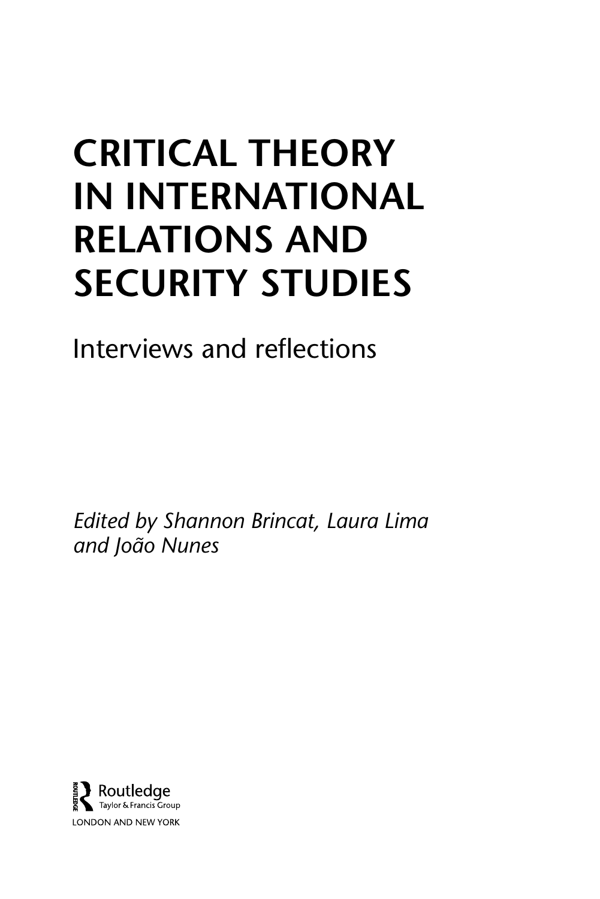# CRITICAL THEORY IN INTERNATIONAL RELATIONS AND SECURITY STUDIES

## Interviews and reflections

*Edited by Shannon Brincat, Laura Lima and João Nunes*

Routledge
Taylor & Francis Group
LONDON AND NEW YORK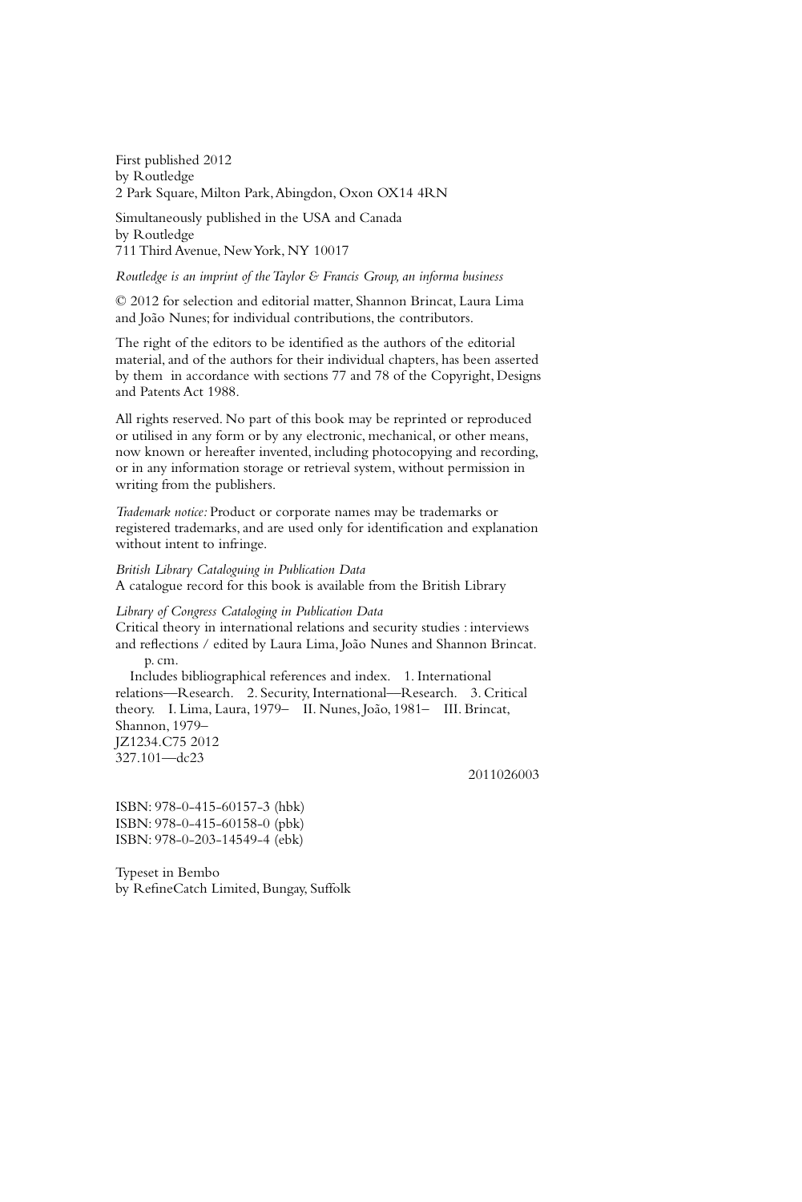First published 2012
by Routledge
2 Park Square, Milton Park, Abingdon, Oxon OX14 4RN

Simultaneously published in the USA and Canada
by Routledge
711 Third Avenue, New York, NY 10017

*Routledge is an imprint of the Taylor & Francis Group, an informa business*

© 2012 for selection and editorial matter, Shannon Brincat, Laura Lima and João Nunes; for individual contributions, the contributors.

The right of the editors to be identified as the authors of the editorial material, and of the authors for their individual chapters, has been asserted by them in accordance with sections 77 and 78 of the Copyright, Designs and Patents Act 1988.

All rights reserved. No part of this book may be reprinted or reproduced or utilised in any form or by any electronic, mechanical, or other means, now known or hereafter invented, including photocopying and recording, or in any information storage or retrieval system, without permission in writing from the publishers.

*Trademark notice:* Product or corporate names may be trademarks or registered trademarks, and are used only for identification and explanation without intent to infringe.

*British Library Cataloguing in Publication Data*
A catalogue record for this book is available from the British Library

*Library of Congress Cataloging in Publication Data*
Critical theory in international relations and security studies : interviews and reflections / edited by Laura Lima, João Nunes and Shannon Brincat.
p. cm.
Includes bibliographical references and index. 1. International relations—Research. 2. Security, International—Research. 3. Critical theory. I. Lima, Laura, 1979– II. Nunes, João, 1981– III. Brincat, Shannon, 1979–
JZ1234.C75 2012
327.101—dc23

2011026003

ISBN: 978-0-415-60157-3 (hbk)
ISBN: 978-0-415-60158-0 (pbk)
ISBN: 978-0-203-14549-4 (ebk)

Typeset in Bembo
by RefineCatch Limited, Bungay, Suffolk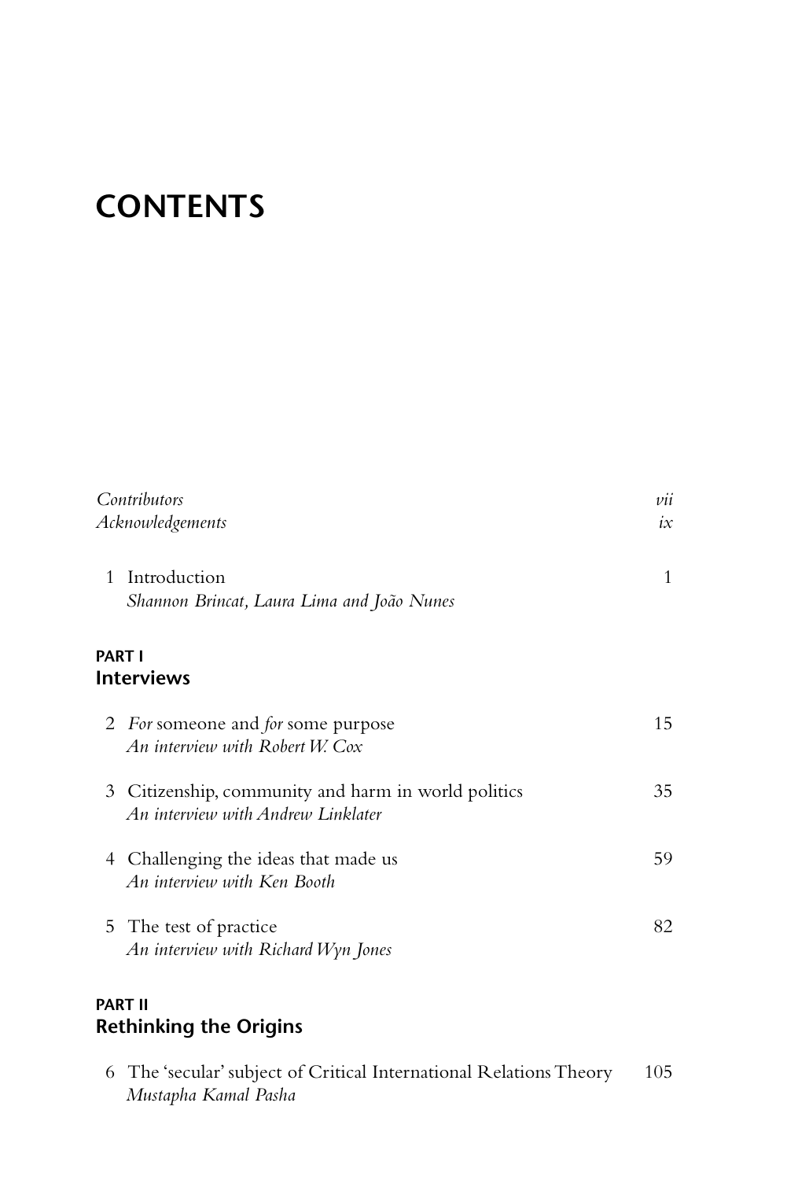# CONTENTS

| | |
|---|---|
| *Contributors* | *vii* |
| *Acknowledgements* | *ix* |
| 1 Introduction<br>*Shannon Brincat, Laura Lima and João Nunes* | 1 |

## PART I
## Interviews

| | |
|---|---|
| 2 *For* someone and *for* some purpose<br>*An interview with Robert W. Cox* | 15 |
| 3 Citizenship, community and harm in world politics<br>*An interview with Andrew Linklater* | 35 |
| 4 Challenging the ideas that made us<br>*An interview with Ken Booth* | 59 |
| 5 The test of practice<br>*An interview with Richard Wyn Jones* | 82 |

## PART II
## Rethinking the Origins

| | |
|---|---|
| 6 The 'secular' subject of Critical International Relations Theory<br>*Mustapha Kamal Pasha* | 105 |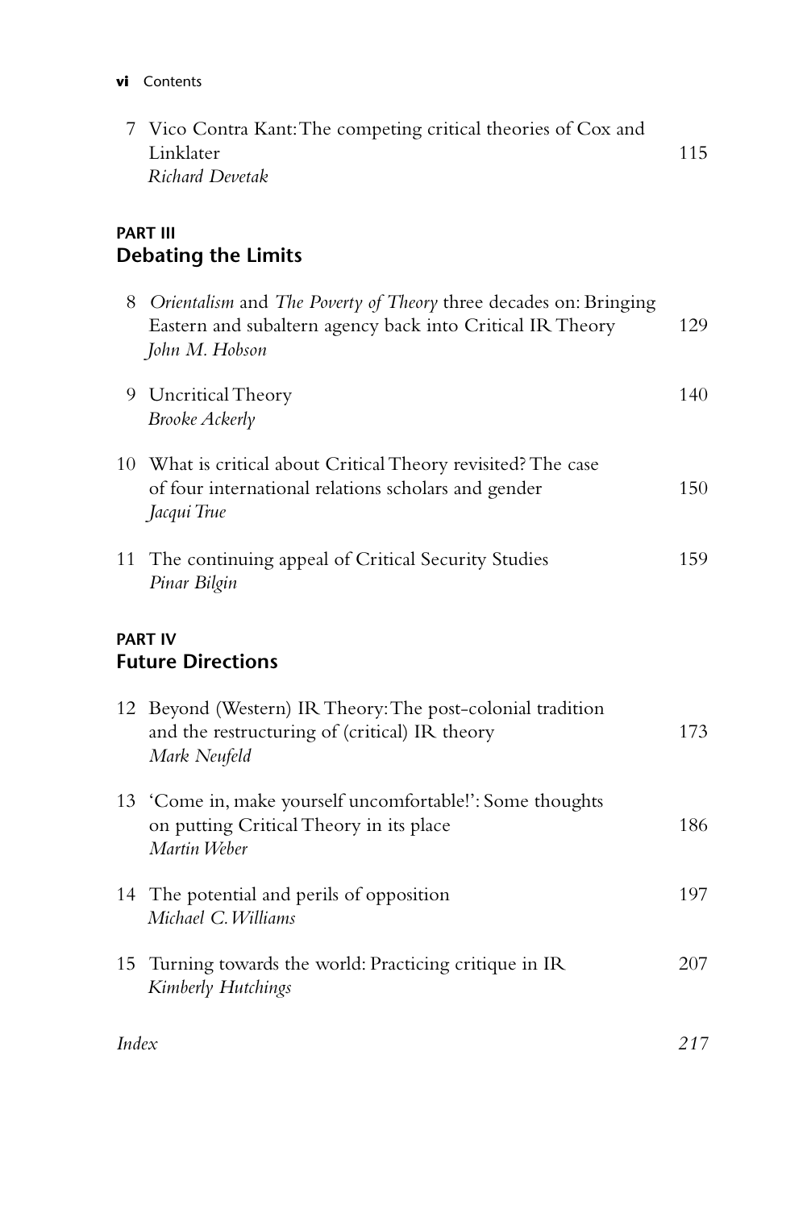7 Vico Contra Kant: The competing critical theories of Cox and Linklater — 115
*Richard Devetak*

## PART III
## Debating the Limits

8 *Orientalism* and *The Poverty of Theory* three decades on: Bringing Eastern and subaltern agency back into Critical IR Theory — 129
*John M. Hobson*

9 Uncritical Theory — 140
*Brooke Ackerly*

10 What is critical about Critical Theory revisited? The case of four international relations scholars and gender — 150
*Jacqui True*

11 The continuing appeal of Critical Security Studies — 159
*Pinar Bilgin*

## PART IV
## Future Directions

12 Beyond (Western) IR Theory: The post-colonial tradition and the restructuring of (critical) IR theory — 173
*Mark Neufeld*

13 'Come in, make yourself uncomfortable!': Some thoughts on putting Critical Theory in its place — 186
*Martin Weber*

14 The potential and perils of opposition — 197
*Michael C. Williams*

15 Turning towards the world: Practicing critique in IR — 207
*Kimberly Hutchings*

*Index* — *217*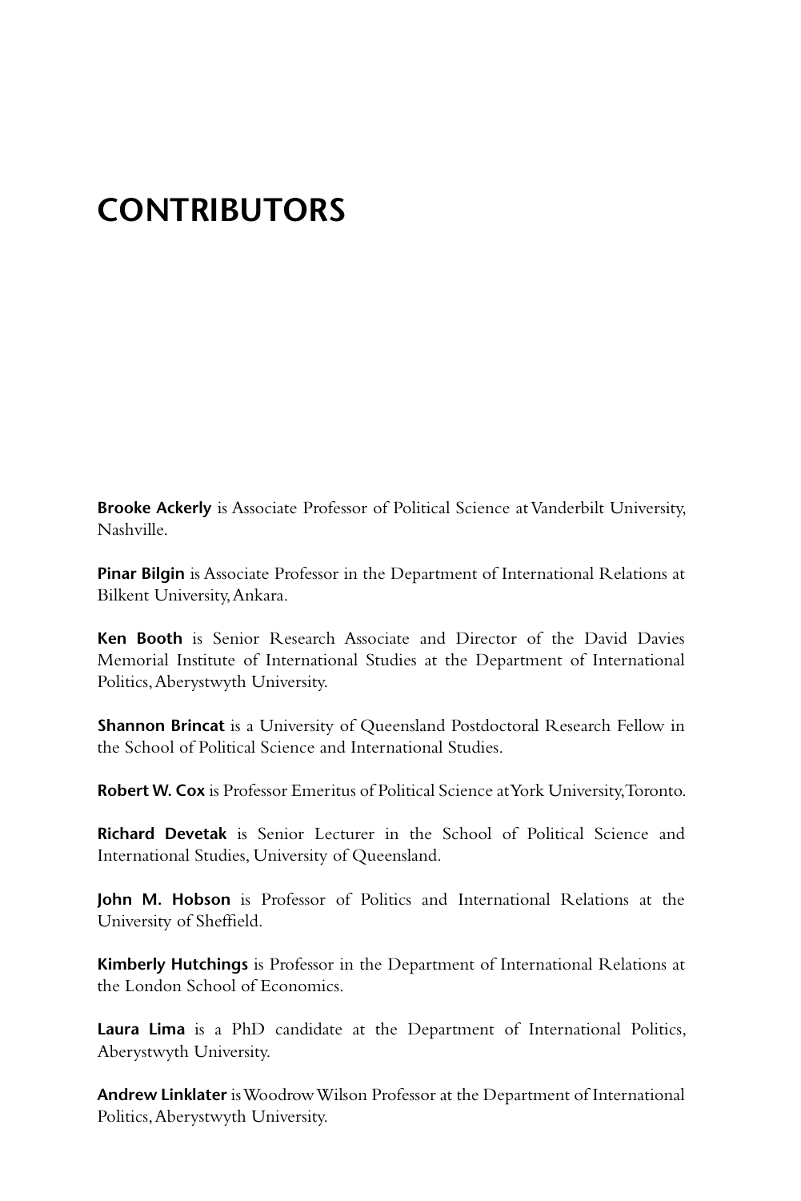# CONTRIBUTORS

**Brooke Ackerly** is Associate Professor of Political Science at Vanderbilt University, Nashville.

**Pinar Bilgin** is Associate Professor in the Department of International Relations at Bilkent University, Ankara.

**Ken Booth** is Senior Research Associate and Director of the David Davies Memorial Institute of International Studies at the Department of International Politics, Aberystwyth University.

**Shannon Brincat** is a University of Queensland Postdoctoral Research Fellow in the School of Political Science and International Studies.

**Robert W. Cox** is Professor Emeritus of Political Science at York University, Toronto.

**Richard Devetak** is Senior Lecturer in the School of Political Science and International Studies, University of Queensland.

**John M. Hobson** is Professor of Politics and International Relations at the University of Sheffield.

**Kimberly Hutchings** is Professor in the Department of International Relations at the London School of Economics.

**Laura Lima** is a PhD candidate at the Department of International Politics, Aberystwyth University.

**Andrew Linklater** is Woodrow Wilson Professor at the Department of International Politics, Aberystwyth University.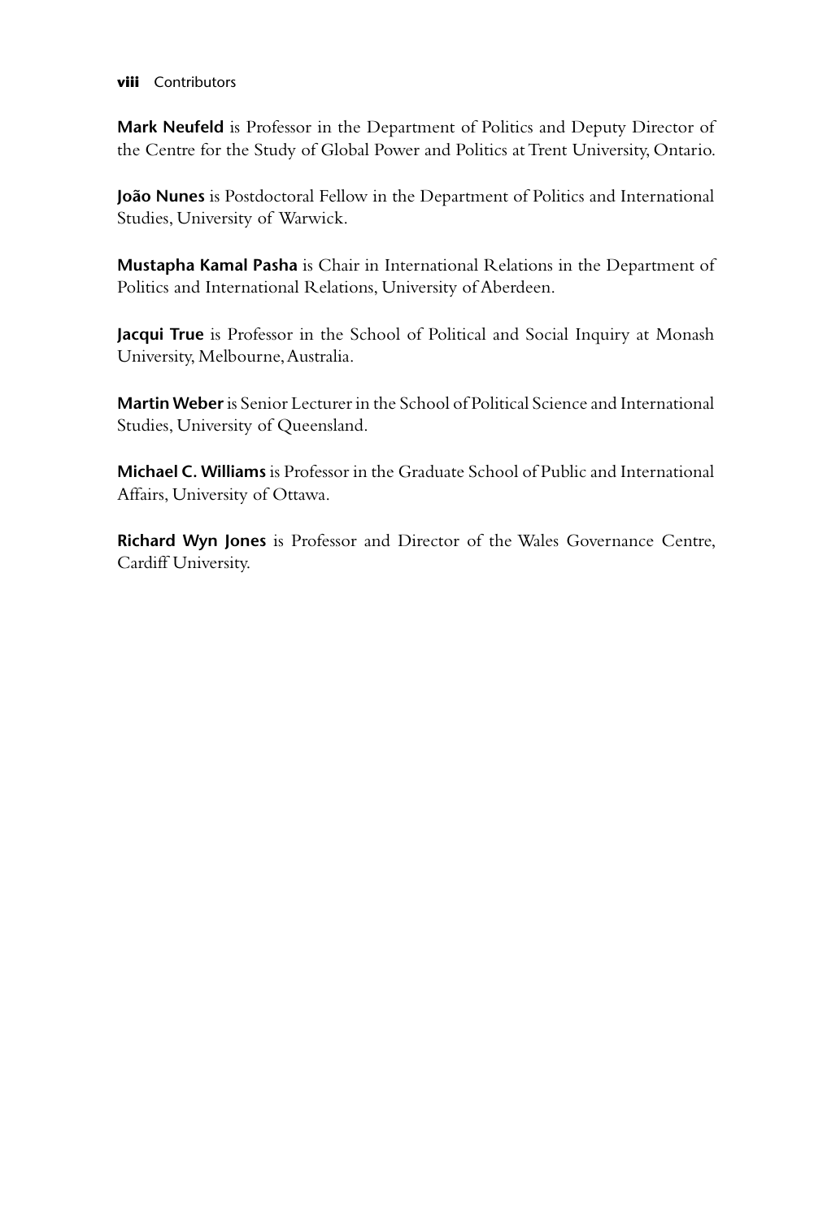**Mark Neufeld** is Professor in the Department of Politics and Deputy Director of the Centre for the Study of Global Power and Politics at Trent University, Ontario.

**João Nunes** is Postdoctoral Fellow in the Department of Politics and International Studies, University of Warwick.

**Mustapha Kamal Pasha** is Chair in International Relations in the Department of Politics and International Relations, University of Aberdeen.

**Jacqui True** is Professor in the School of Political and Social Inquiry at Monash University, Melbourne, Australia.

**Martin Weber** is Senior Lecturer in the School of Political Science and International Studies, University of Queensland.

**Michael C. Williams** is Professor in the Graduate School of Public and International Affairs, University of Ottawa.

**Richard Wyn Jones** is Professor and Director of the Wales Governance Centre, Cardiff University.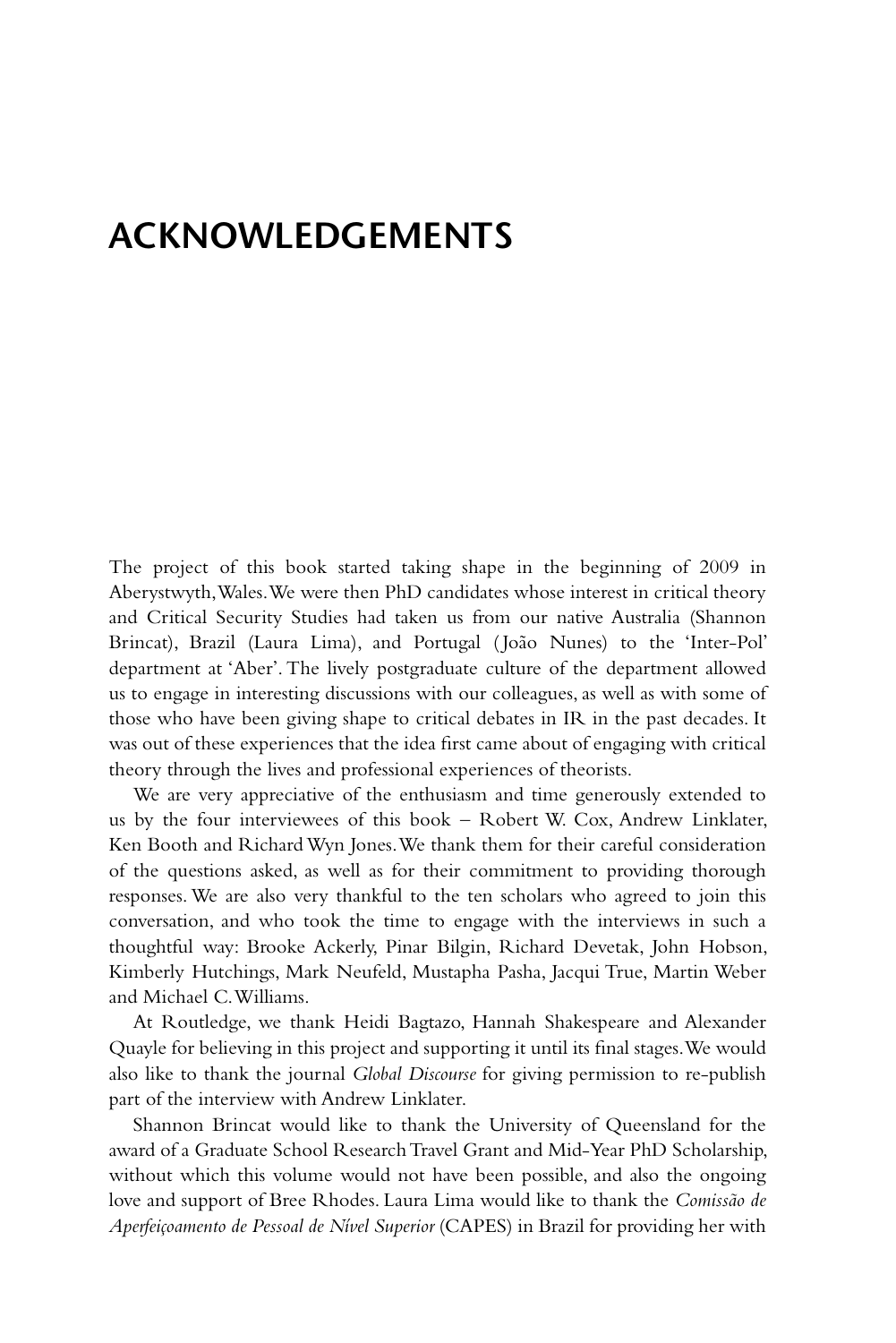# ACKNOWLEDGEMENTS

The project of this book started taking shape in the beginning of 2009 in Aberystwyth, Wales. We were then PhD candidates whose interest in critical theory and Critical Security Studies had taken us from our native Australia (Shannon Brincat), Brazil (Laura Lima), and Portugal (João Nunes) to the 'Inter-Pol' department at 'Aber'. The lively postgraduate culture of the department allowed us to engage in interesting discussions with our colleagues, as well as with some of those who have been giving shape to critical debates in IR in the past decades. It was out of these experiences that the idea first came about of engaging with critical theory through the lives and professional experiences of theorists.

We are very appreciative of the enthusiasm and time generously extended to us by the four interviewees of this book – Robert W. Cox, Andrew Linklater, Ken Booth and Richard Wyn Jones. We thank them for their careful consideration of the questions asked, as well as for their commitment to providing thorough responses. We are also very thankful to the ten scholars who agreed to join this conversation, and who took the time to engage with the interviews in such a thoughtful way: Brooke Ackerly, Pinar Bilgin, Richard Devetak, John Hobson, Kimberly Hutchings, Mark Neufeld, Mustapha Pasha, Jacqui True, Martin Weber and Michael C. Williams.

At Routledge, we thank Heidi Bagtazo, Hannah Shakespeare and Alexander Quayle for believing in this project and supporting it until its final stages. We would also like to thank the journal *Global Discourse* for giving permission to re-publish part of the interview with Andrew Linklater.

Shannon Brincat would like to thank the University of Queensland for the award of a Graduate School Research Travel Grant and Mid-Year PhD Scholarship, without which this volume would not have been possible, and also the ongoing love and support of Bree Rhodes. Laura Lima would like to thank the *Comissão de Aperfeiçoamento de Pessoal de Nível Superior* (CAPES) in Brazil for providing her with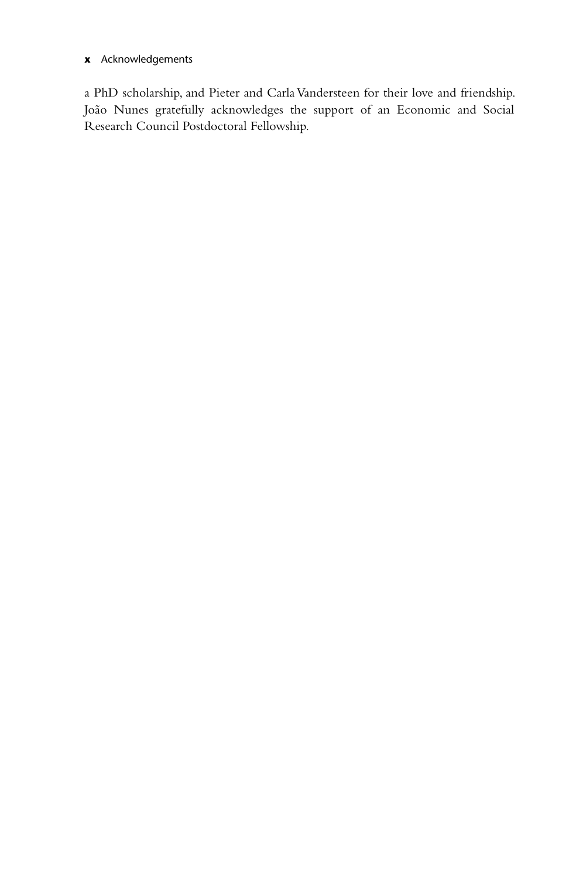a PhD scholarship, and Pieter and Carla Vandersteen for their love and friendship. João Nunes gratefully acknowledges the support of an Economic and Social Research Council Postdoctoral Fellowship.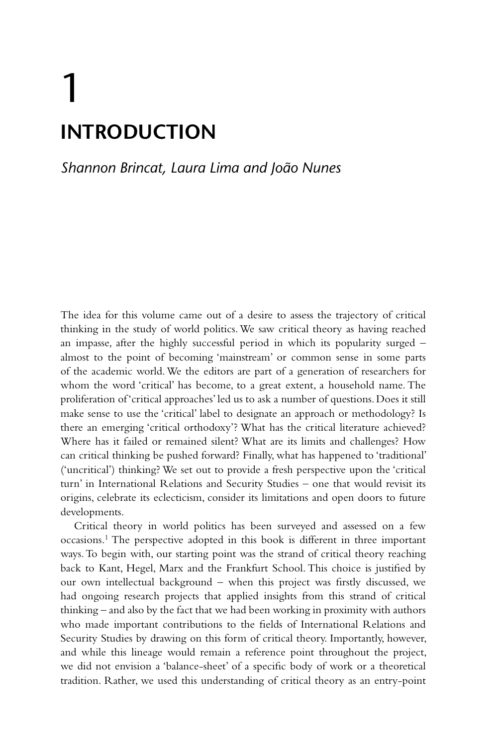# 1

# INTRODUCTION

*Shannon Brincat, Laura Lima and João Nunes*

The idea for this volume came out of a desire to assess the trajectory of critical thinking in the study of world politics. We saw critical theory as having reached an impasse, after the highly successful period in which its popularity surged – almost to the point of becoming 'mainstream' or common sense in some parts of the academic world. We the editors are part of a generation of researchers for whom the word 'critical' has become, to a great extent, a household name. The proliferation of 'critical approaches' led us to ask a number of questions. Does it still make sense to use the 'critical' label to designate an approach or methodology? Is there an emerging 'critical orthodoxy'? What has the critical literature achieved? Where has it failed or remained silent? What are its limits and challenges? How can critical thinking be pushed forward? Finally, what has happened to 'traditional' ('uncritical') thinking? We set out to provide a fresh perspective upon the 'critical turn' in International Relations and Security Studies – one that would revisit its origins, celebrate its eclecticism, consider its limitations and open doors to future developments.

Critical theory in world politics has been surveyed and assessed on a few occasions.[1] The perspective adopted in this book is different in three important ways. To begin with, our starting point was the strand of critical theory reaching back to Kant, Hegel, Marx and the Frankfurt School. This choice is justified by our own intellectual background – when this project was firstly discussed, we had ongoing research projects that applied insights from this strand of critical thinking – and also by the fact that we had been working in proximity with authors who made important contributions to the fields of International Relations and Security Studies by drawing on this form of critical theory. Importantly, however, and while this lineage would remain a reference point throughout the project, we did not envision a 'balance-sheet' of a specific body of work or a theoretical tradition. Rather, we used this understanding of critical theory as an entry-point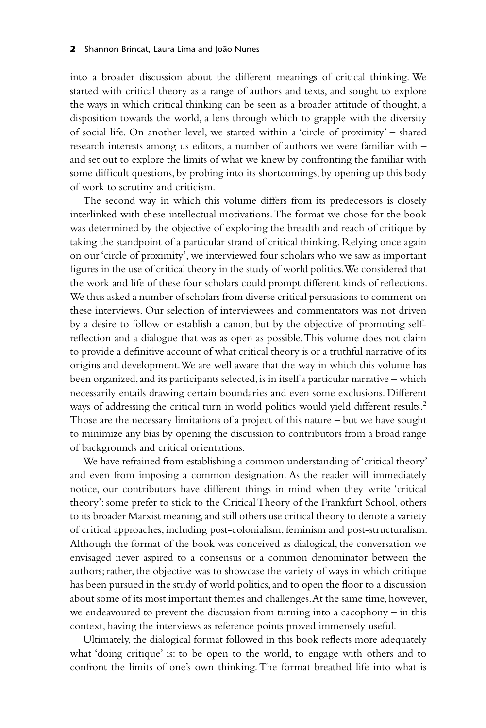into a broader discussion about the different meanings of critical thinking. We started with critical theory as a range of authors and texts, and sought to explore the ways in which critical thinking can be seen as a broader attitude of thought, a disposition towards the world, a lens through which to grapple with the diversity of social life. On another level, we started within a 'circle of proximity' – shared research interests among us editors, a number of authors we were familiar with – and set out to explore the limits of what we knew by confronting the familiar with some difficult questions, by probing into its shortcomings, by opening up this body of work to scrutiny and criticism.

The second way in which this volume differs from its predecessors is closely interlinked with these intellectual motivations. The format we chose for the book was determined by the objective of exploring the breadth and reach of critique by taking the standpoint of a particular strand of critical thinking. Relying once again on our 'circle of proximity', we interviewed four scholars who we saw as important figures in the use of critical theory in the study of world politics. We considered that the work and life of these four scholars could prompt different kinds of reflections. We thus asked a number of scholars from diverse critical persuasions to comment on these interviews. Our selection of interviewees and commentators was not driven by a desire to follow or establish a canon, but by the objective of promoting self-reflection and a dialogue that was as open as possible. This volume does not claim to provide a definitive account of what critical theory is or a truthful narrative of its origins and development. We are well aware that the way in which this volume has been organized, and its participants selected, is in itself a particular narrative – which necessarily entails drawing certain boundaries and even some exclusions. Different ways of addressing the critical turn in world politics would yield different results.[2] Those are the necessary limitations of a project of this nature – but we have sought to minimize any bias by opening the discussion to contributors from a broad range of backgrounds and critical orientations.

We have refrained from establishing a common understanding of 'critical theory' and even from imposing a common designation. As the reader will immediately notice, our contributors have different things in mind when they write 'critical theory': some prefer to stick to the Critical Theory of the Frankfurt School, others to its broader Marxist meaning, and still others use critical theory to denote a variety of critical approaches, including post-colonialism, feminism and post-structuralism. Although the format of the book was conceived as dialogical, the conversation we envisaged never aspired to a consensus or a common denominator between the authors; rather, the objective was to showcase the variety of ways in which critique has been pursued in the study of world politics, and to open the floor to a discussion about some of its most important themes and challenges. At the same time, however, we endeavoured to prevent the discussion from turning into a cacophony – in this context, having the interviews as reference points proved immensely useful.

Ultimately, the dialogical format followed in this book reflects more adequately what 'doing critique' is: to be open to the world, to engage with others and to confront the limits of one's own thinking. The format breathed life into what is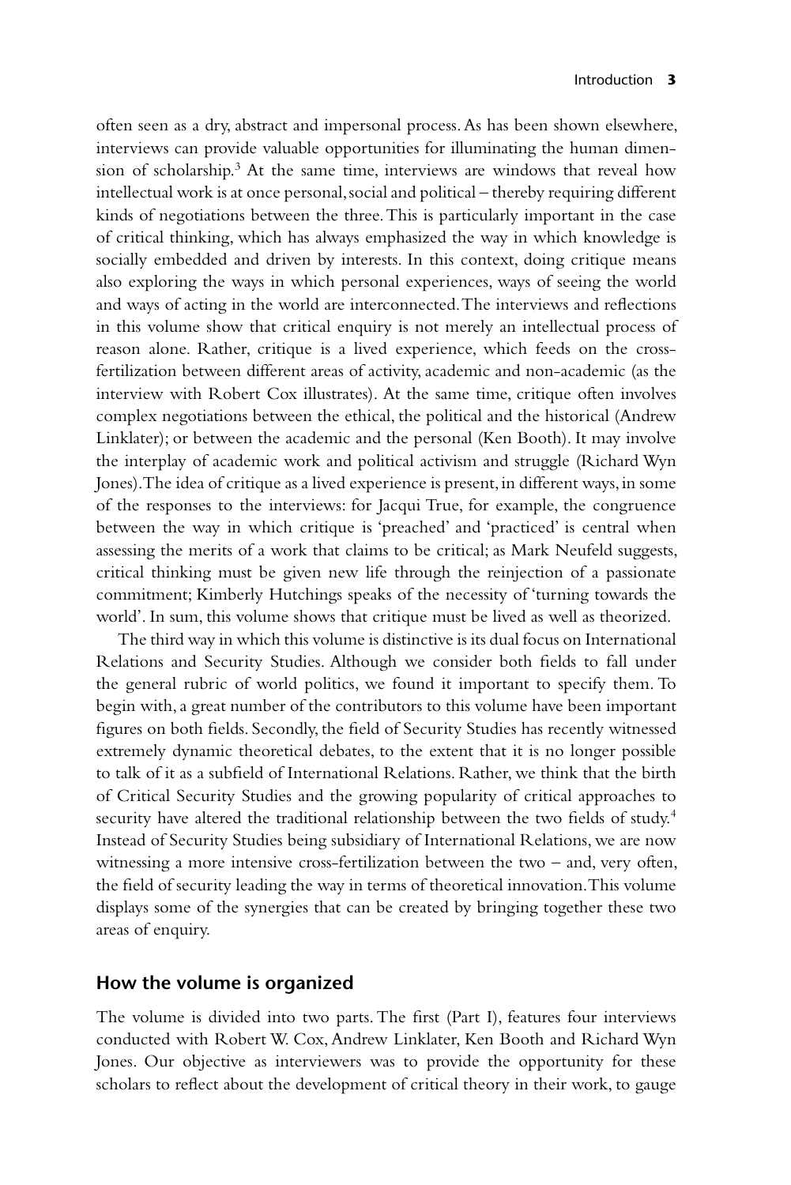often seen as a dry, abstract and impersonal process. As has been shown elsewhere, interviews can provide valuable opportunities for illuminating the human dimension of scholarship.[3] At the same time, interviews are windows that reveal how intellectual work is at once personal, social and political – thereby requiring different kinds of negotiations between the three. This is particularly important in the case of critical thinking, which has always emphasized the way in which knowledge is socially embedded and driven by interests. In this context, doing critique means also exploring the ways in which personal experiences, ways of seeing the world and ways of acting in the world are interconnected. The interviews and reflections in this volume show that critical enquiry is not merely an intellectual process of reason alone. Rather, critique is a lived experience, which feeds on the cross-fertilization between different areas of activity, academic and non-academic (as the interview with Robert Cox illustrates). At the same time, critique often involves complex negotiations between the ethical, the political and the historical (Andrew Linklater); or between the academic and the personal (Ken Booth). It may involve the interplay of academic work and political activism and struggle (Richard Wyn Jones). The idea of critique as a lived experience is present, in different ways, in some of the responses to the interviews: for Jacqui True, for example, the congruence between the way in which critique is 'preached' and 'practiced' is central when assessing the merits of a work that claims to be critical; as Mark Neufeld suggests, critical thinking must be given new life through the reinjection of a passionate commitment; Kimberly Hutchings speaks of the necessity of 'turning towards the world'. In sum, this volume shows that critique must be lived as well as theorized.

The third way in which this volume is distinctive is its dual focus on International Relations and Security Studies. Although we consider both fields to fall under the general rubric of world politics, we found it important to specify them. To begin with, a great number of the contributors to this volume have been important figures on both fields. Secondly, the field of Security Studies has recently witnessed extremely dynamic theoretical debates, to the extent that it is no longer possible to talk of it as a subfield of International Relations. Rather, we think that the birth of Critical Security Studies and the growing popularity of critical approaches to security have altered the traditional relationship between the two fields of study.[4] Instead of Security Studies being subsidiary of International Relations, we are now witnessing a more intensive cross-fertilization between the two – and, very often, the field of security leading the way in terms of theoretical innovation. This volume displays some of the synergies that can be created by bringing together these two areas of enquiry.

## How the volume is organized

The volume is divided into two parts. The first (Part I), features four interviews conducted with Robert W. Cox, Andrew Linklater, Ken Booth and Richard Wyn Jones. Our objective as interviewers was to provide the opportunity for these scholars to reflect about the development of critical theory in their work, to gauge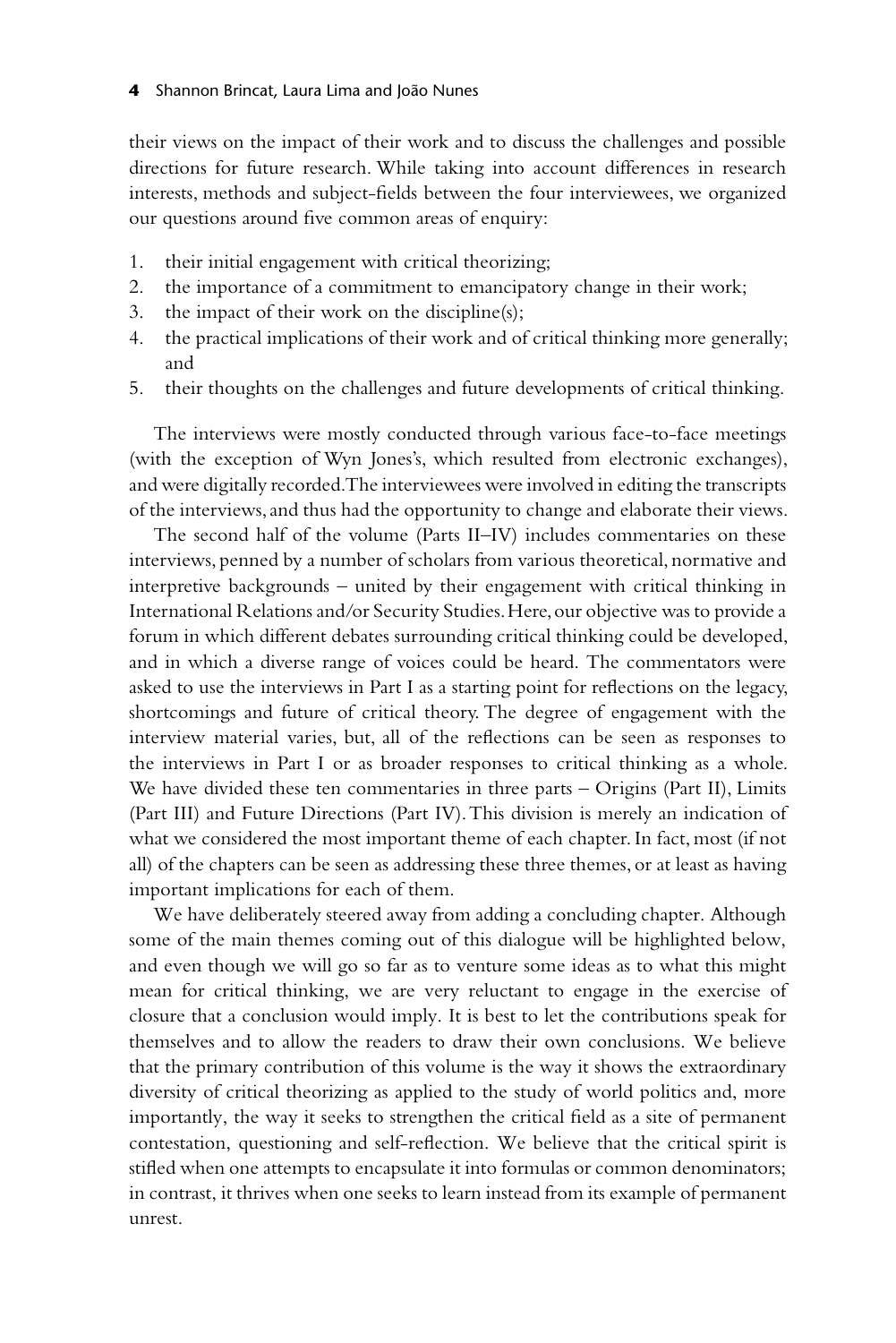their views on the impact of their work and to discuss the challenges and possible directions for future research. While taking into account differences in research interests, methods and subject-fields between the four interviewees, we organized our questions around five common areas of enquiry:

1. their initial engagement with critical theorizing;
2. the importance of a commitment to emancipatory change in their work;
3. the impact of their work on the discipline(s);
4. the practical implications of their work and of critical thinking more generally; and
5. their thoughts on the challenges and future developments of critical thinking.

The interviews were mostly conducted through various face-to-face meetings (with the exception of Wyn Jones's, which resulted from electronic exchanges), and were digitally recorded. The interviewees were involved in editing the transcripts of the interviews, and thus had the opportunity to change and elaborate their views.

The second half of the volume (Parts II–IV) includes commentaries on these interviews, penned by a number of scholars from various theoretical, normative and interpretive backgrounds – united by their engagement with critical thinking in International Relations and/or Security Studies. Here, our objective was to provide a forum in which different debates surrounding critical thinking could be developed, and in which a diverse range of voices could be heard. The commentators were asked to use the interviews in Part I as a starting point for reflections on the legacy, shortcomings and future of critical theory. The degree of engagement with the interview material varies, but, all of the reflections can be seen as responses to the interviews in Part I or as broader responses to critical thinking as a whole. We have divided these ten commentaries in three parts – Origins (Part II), Limits (Part III) and Future Directions (Part IV). This division is merely an indication of what we considered the most important theme of each chapter. In fact, most (if not all) of the chapters can be seen as addressing these three themes, or at least as having important implications for each of them.

We have deliberately steered away from adding a concluding chapter. Although some of the main themes coming out of this dialogue will be highlighted below, and even though we will go so far as to venture some ideas as to what this might mean for critical thinking, we are very reluctant to engage in the exercise of closure that a conclusion would imply. It is best to let the contributions speak for themselves and to allow the readers to draw their own conclusions. We believe that the primary contribution of this volume is the way it shows the extraordinary diversity of critical theorizing as applied to the study of world politics and, more importantly, the way it seeks to strengthen the critical field as a site of permanent contestation, questioning and self-reflection. We believe that the critical spirit is stifled when one attempts to encapsulate it into formulas or common denominators; in contrast, it thrives when one seeks to learn instead from its example of permanent unrest.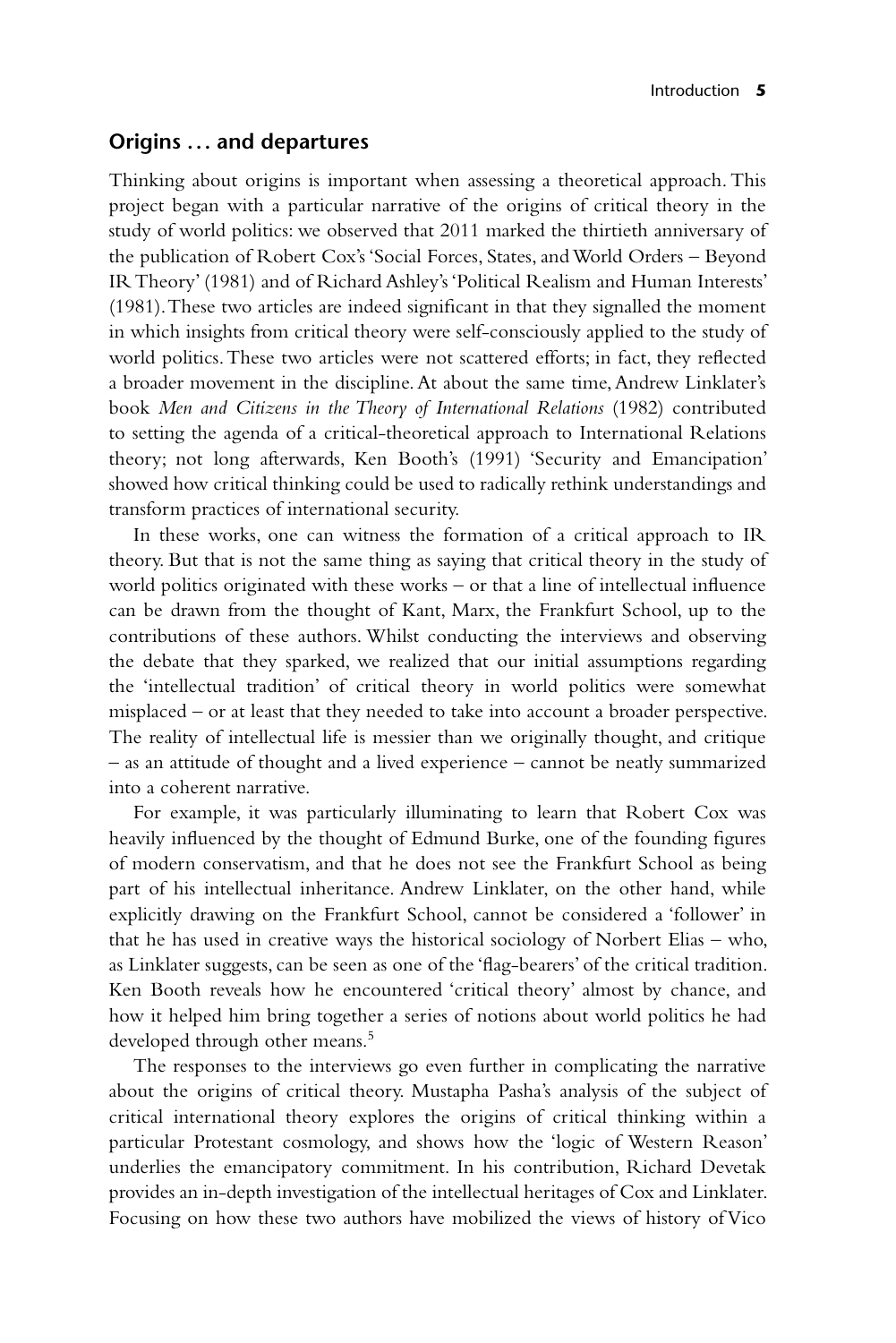## Origins … and departures

Thinking about origins is important when assessing a theoretical approach. This project began with a particular narrative of the origins of critical theory in the study of world politics: we observed that 2011 marked the thirtieth anniversary of the publication of Robert Cox's 'Social Forces, States, and World Orders – Beyond IR Theory' (1981) and of Richard Ashley's 'Political Realism and Human Interests' (1981). These two articles are indeed significant in that they signalled the moment in which insights from critical theory were self-consciously applied to the study of world politics. These two articles were not scattered efforts; in fact, they reflected a broader movement in the discipline. At about the same time, Andrew Linklater's book *Men and Citizens in the Theory of International Relations* (1982) contributed to setting the agenda of a critical-theoretical approach to International Relations theory; not long afterwards, Ken Booth's (1991) 'Security and Emancipation' showed how critical thinking could be used to radically rethink understandings and transform practices of international security.

In these works, one can witness the formation of a critical approach to IR theory. But that is not the same thing as saying that critical theory in the study of world politics originated with these works – or that a line of intellectual influence can be drawn from the thought of Kant, Marx, the Frankfurt School, up to the contributions of these authors. Whilst conducting the interviews and observing the debate that they sparked, we realized that our initial assumptions regarding the 'intellectual tradition' of critical theory in world politics were somewhat misplaced – or at least that they needed to take into account a broader perspective. The reality of intellectual life is messier than we originally thought, and critique – as an attitude of thought and a lived experience – cannot be neatly summarized into a coherent narrative.

For example, it was particularly illuminating to learn that Robert Cox was heavily influenced by the thought of Edmund Burke, one of the founding figures of modern conservatism, and that he does not see the Frankfurt School as being part of his intellectual inheritance. Andrew Linklater, on the other hand, while explicitly drawing on the Frankfurt School, cannot be considered a 'follower' in that he has used in creative ways the historical sociology of Norbert Elias – who, as Linklater suggests, can be seen as one of the 'flag-bearers' of the critical tradition. Ken Booth reveals how he encountered 'critical theory' almost by chance, and how it helped him bring together a series of notions about world politics he had developed through other means.[5]

The responses to the interviews go even further in complicating the narrative about the origins of critical theory. Mustapha Pasha's analysis of the subject of critical international theory explores the origins of critical thinking within a particular Protestant cosmology, and shows how the 'logic of Western Reason' underlies the emancipatory commitment. In his contribution, Richard Devetak provides an in-depth investigation of the intellectual heritages of Cox and Linklater. Focusing on how these two authors have mobilized the views of history of Vico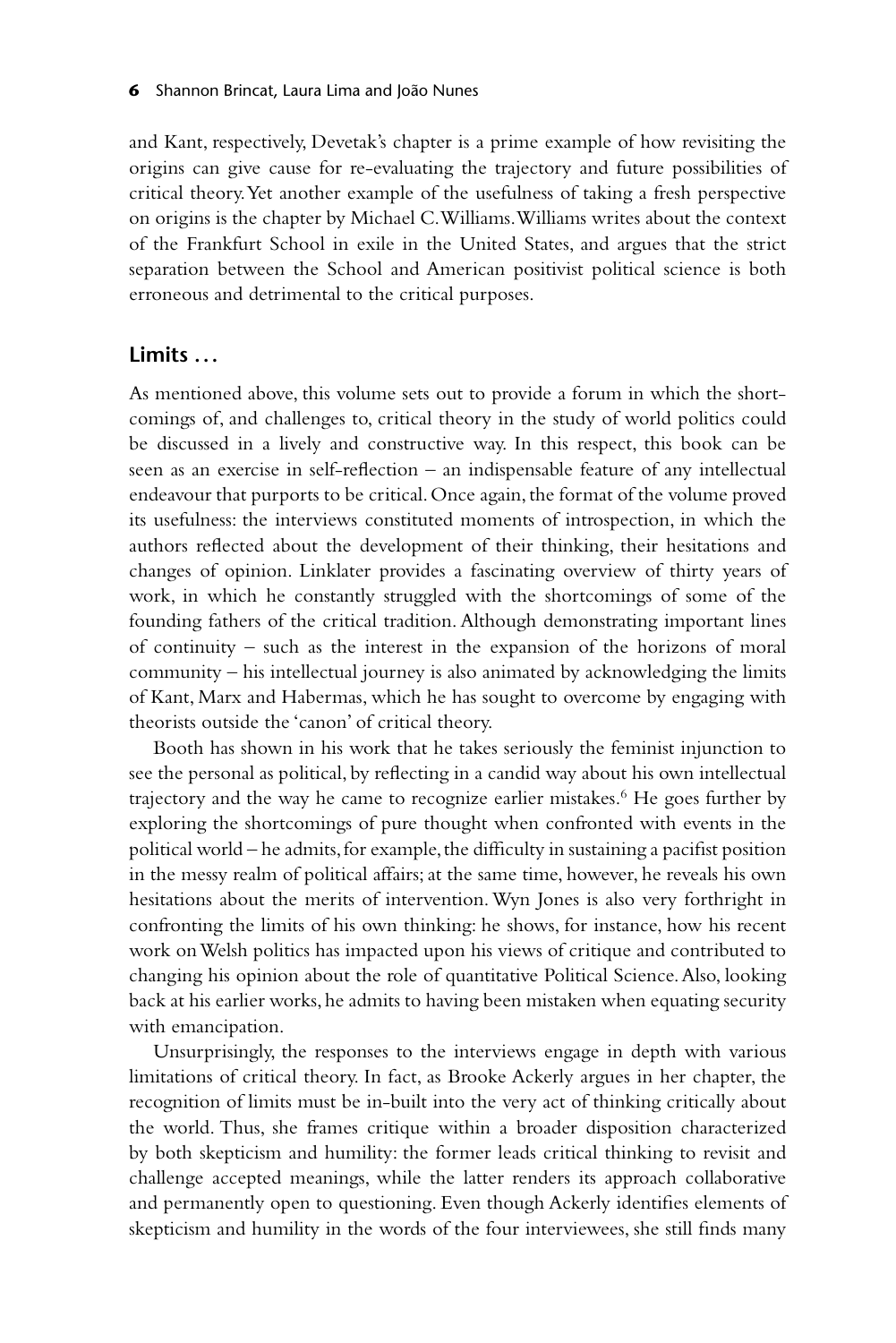and Kant, respectively, Devetak's chapter is a prime example of how revisiting the origins can give cause for re-evaluating the trajectory and future possibilities of critical theory. Yet another example of the usefulness of taking a fresh perspective on origins is the chapter by Michael C. Williams. Williams writes about the context of the Frankfurt School in exile in the United States, and argues that the strict separation between the School and American positivist political science is both erroneous and detrimental to the critical purposes.

## Limits …

As mentioned above, this volume sets out to provide a forum in which the shortcomings of, and challenges to, critical theory in the study of world politics could be discussed in a lively and constructive way. In this respect, this book can be seen as an exercise in self-reflection – an indispensable feature of any intellectual endeavour that purports to be critical. Once again, the format of the volume proved its usefulness: the interviews constituted moments of introspection, in which the authors reflected about the development of their thinking, their hesitations and changes of opinion. Linklater provides a fascinating overview of thirty years of work, in which he constantly struggled with the shortcomings of some of the founding fathers of the critical tradition. Although demonstrating important lines of continuity – such as the interest in the expansion of the horizons of moral community – his intellectual journey is also animated by acknowledging the limits of Kant, Marx and Habermas, which he has sought to overcome by engaging with theorists outside the 'canon' of critical theory.

Booth has shown in his work that he takes seriously the feminist injunction to see the personal as political, by reflecting in a candid way about his own intellectual trajectory and the way he came to recognize earlier mistakes.[6] He goes further by exploring the shortcomings of pure thought when confronted with events in the political world – he admits, for example, the difficulty in sustaining a pacifist position in the messy realm of political affairs; at the same time, however, he reveals his own hesitations about the merits of intervention. Wyn Jones is also very forthright in confronting the limits of his own thinking: he shows, for instance, how his recent work on Welsh politics has impacted upon his views of critique and contributed to changing his opinion about the role of quantitative Political Science. Also, looking back at his earlier works, he admits to having been mistaken when equating security with emancipation.

Unsurprisingly, the responses to the interviews engage in depth with various limitations of critical theory. In fact, as Brooke Ackerly argues in her chapter, the recognition of limits must be in-built into the very act of thinking critically about the world. Thus, she frames critique within a broader disposition characterized by both skepticism and humility: the former leads critical thinking to revisit and challenge accepted meanings, while the latter renders its approach collaborative and permanently open to questioning. Even though Ackerly identifies elements of skepticism and humility in the words of the four interviewees, she still finds many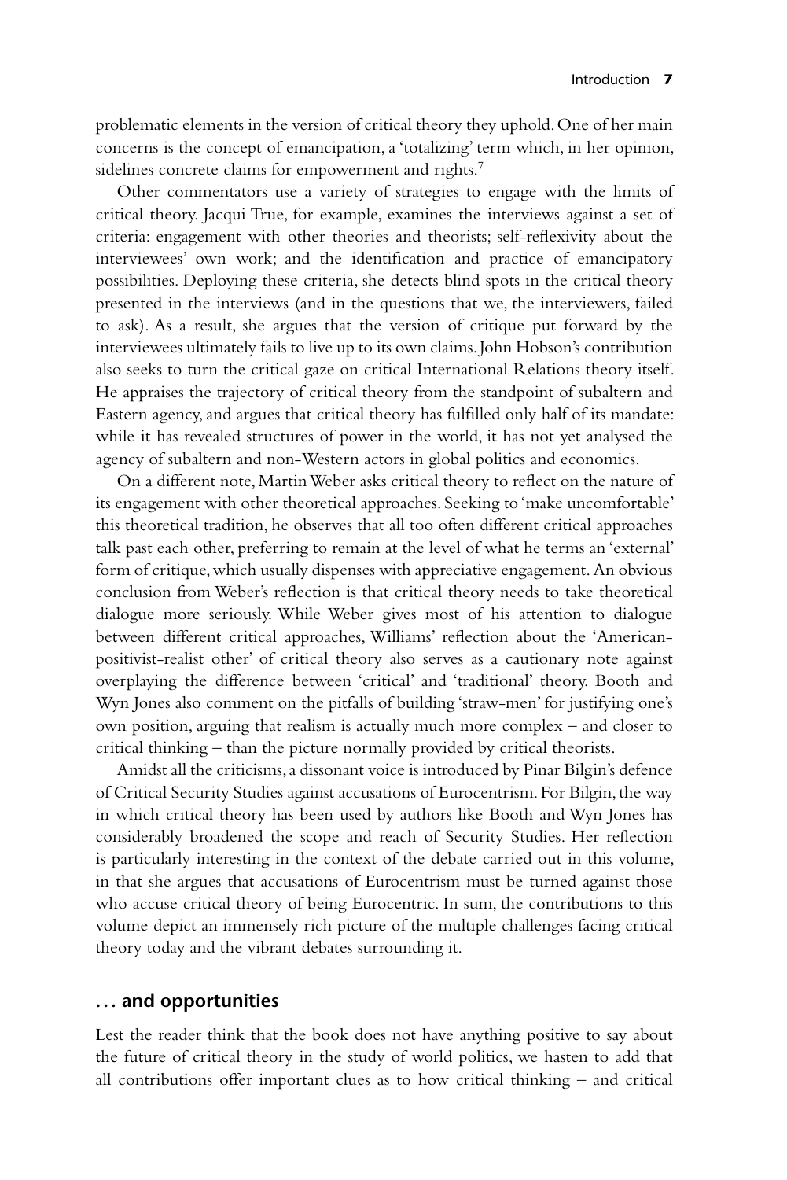problematic elements in the version of critical theory they uphold. One of her main concerns is the concept of emancipation, a 'totalizing' term which, in her opinion, sidelines concrete claims for empowerment and rights.[7]

Other commentators use a variety of strategies to engage with the limits of critical theory. Jacqui True, for example, examines the interviews against a set of criteria: engagement with other theories and theorists; self-reflexivity about the interviewees' own work; and the identification and practice of emancipatory possibilities. Deploying these criteria, she detects blind spots in the critical theory presented in the interviews (and in the questions that we, the interviewers, failed to ask). As a result, she argues that the version of critique put forward by the interviewees ultimately fails to live up to its own claims. John Hobson's contribution also seeks to turn the critical gaze on critical International Relations theory itself. He appraises the trajectory of critical theory from the standpoint of subaltern and Eastern agency, and argues that critical theory has fulfilled only half of its mandate: while it has revealed structures of power in the world, it has not yet analysed the agency of subaltern and non-Western actors in global politics and economics.

On a different note, Martin Weber asks critical theory to reflect on the nature of its engagement with other theoretical approaches. Seeking to 'make uncomfortable' this theoretical tradition, he observes that all too often different critical approaches talk past each other, preferring to remain at the level of what he terms an 'external' form of critique, which usually dispenses with appreciative engagement. An obvious conclusion from Weber's reflection is that critical theory needs to take theoretical dialogue more seriously. While Weber gives most of his attention to dialogue between different critical approaches, Williams' reflection about the 'American-positivist-realist other' of critical theory also serves as a cautionary note against overplaying the difference between 'critical' and 'traditional' theory. Booth and Wyn Jones also comment on the pitfalls of building 'straw-men' for justifying one's own position, arguing that realism is actually much more complex – and closer to critical thinking – than the picture normally provided by critical theorists.

Amidst all the criticisms, a dissonant voice is introduced by Pinar Bilgin's defence of Critical Security Studies against accusations of Eurocentrism. For Bilgin, the way in which critical theory has been used by authors like Booth and Wyn Jones has considerably broadened the scope and reach of Security Studies. Her reflection is particularly interesting in the context of the debate carried out in this volume, in that she argues that accusations of Eurocentrism must be turned against those who accuse critical theory of being Eurocentric. In sum, the contributions to this volume depict an immensely rich picture of the multiple challenges facing critical theory today and the vibrant debates surrounding it.

## … and opportunities

Lest the reader think that the book does not have anything positive to say about the future of critical theory in the study of world politics, we hasten to add that all contributions offer important clues as to how critical thinking – and critical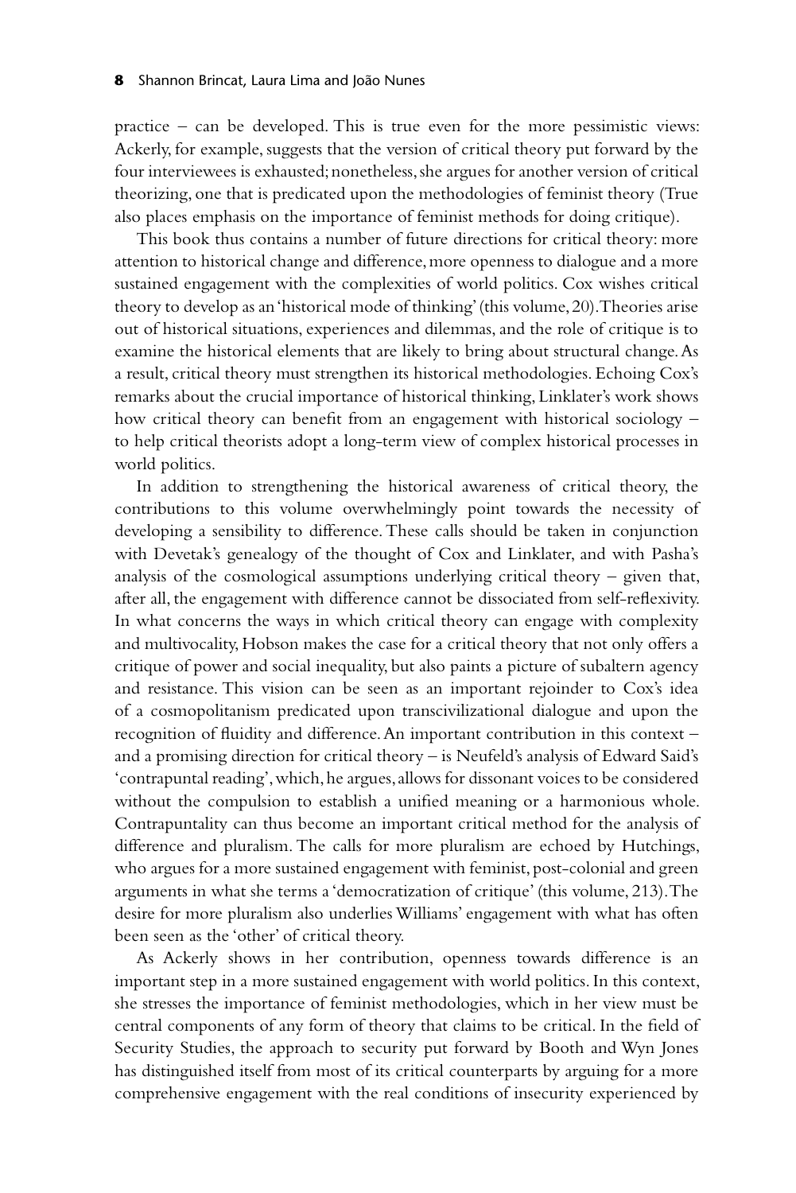practice – can be developed. This is true even for the more pessimistic views: Ackerly, for example, suggests that the version of critical theory put forward by the four interviewees is exhausted; nonetheless, she argues for another version of critical theorizing, one that is predicated upon the methodologies of feminist theory (True also places emphasis on the importance of feminist methods for doing critique).

This book thus contains a number of future directions for critical theory: more attention to historical change and difference, more openness to dialogue and a more sustained engagement with the complexities of world politics. Cox wishes critical theory to develop as an 'historical mode of thinking' (this volume, 20). Theories arise out of historical situations, experiences and dilemmas, and the role of critique is to examine the historical elements that are likely to bring about structural change. As a result, critical theory must strengthen its historical methodologies. Echoing Cox's remarks about the crucial importance of historical thinking, Linklater's work shows how critical theory can benefit from an engagement with historical sociology – to help critical theorists adopt a long-term view of complex historical processes in world politics.

In addition to strengthening the historical awareness of critical theory, the contributions to this volume overwhelmingly point towards the necessity of developing a sensibility to difference. These calls should be taken in conjunction with Devetak's genealogy of the thought of Cox and Linklater, and with Pasha's analysis of the cosmological assumptions underlying critical theory – given that, after all, the engagement with difference cannot be dissociated from self-reflexivity. In what concerns the ways in which critical theory can engage with complexity and multivocality, Hobson makes the case for a critical theory that not only offers a critique of power and social inequality, but also paints a picture of subaltern agency and resistance. This vision can be seen as an important rejoinder to Cox's idea of a cosmopolitanism predicated upon transcivilizational dialogue and upon the recognition of fluidity and difference. An important contribution in this context – and a promising direction for critical theory – is Neufeld's analysis of Edward Said's 'contrapuntal reading', which, he argues, allows for dissonant voices to be considered without the compulsion to establish a unified meaning or a harmonious whole. Contrapuntality can thus become an important critical method for the analysis of difference and pluralism. The calls for more pluralism are echoed by Hutchings, who argues for a more sustained engagement with feminist, post-colonial and green arguments in what she terms a 'democratization of critique' (this volume, 213). The desire for more pluralism also underlies Williams' engagement with what has often been seen as the 'other' of critical theory.

As Ackerly shows in her contribution, openness towards difference is an important step in a more sustained engagement with world politics. In this context, she stresses the importance of feminist methodologies, which in her view must be central components of any form of theory that claims to be critical. In the field of Security Studies, the approach to security put forward by Booth and Wyn Jones has distinguished itself from most of its critical counterparts by arguing for a more comprehensive engagement with the real conditions of insecurity experienced by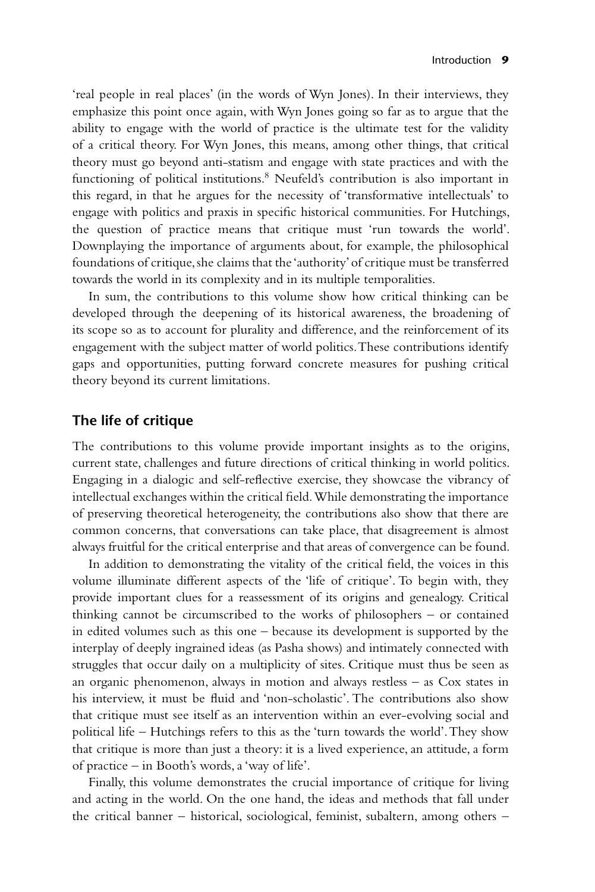'real people in real places' (in the words of Wyn Jones). In their interviews, they emphasize this point once again, with Wyn Jones going so far as to argue that the ability to engage with the world of practice is the ultimate test for the validity of a critical theory. For Wyn Jones, this means, among other things, that critical theory must go beyond anti-statism and engage with state practices and with the functioning of political institutions.[8] Neufeld's contribution is also important in this regard, in that he argues for the necessity of 'transformative intellectuals' to engage with politics and praxis in specific historical communities. For Hutchings, the question of practice means that critique must 'run towards the world'. Downplaying the importance of arguments about, for example, the philosophical foundations of critique, she claims that the 'authority' of critique must be transferred towards the world in its complexity and in its multiple temporalities.

In sum, the contributions to this volume show how critical thinking can be developed through the deepening of its historical awareness, the broadening of its scope so as to account for plurality and difference, and the reinforcement of its engagement with the subject matter of world politics. These contributions identify gaps and opportunities, putting forward concrete measures for pushing critical theory beyond its current limitations.

## The life of critique

The contributions to this volume provide important insights as to the origins, current state, challenges and future directions of critical thinking in world politics. Engaging in a dialogic and self-reflective exercise, they showcase the vibrancy of intellectual exchanges within the critical field. While demonstrating the importance of preserving theoretical heterogeneity, the contributions also show that there are common concerns, that conversations can take place, that disagreement is almost always fruitful for the critical enterprise and that areas of convergence can be found.

In addition to demonstrating the vitality of the critical field, the voices in this volume illuminate different aspects of the 'life of critique'. To begin with, they provide important clues for a reassessment of its origins and genealogy. Critical thinking cannot be circumscribed to the works of philosophers – or contained in edited volumes such as this one – because its development is supported by the interplay of deeply ingrained ideas (as Pasha shows) and intimately connected with struggles that occur daily on a multiplicity of sites. Critique must thus be seen as an organic phenomenon, always in motion and always restless – as Cox states in his interview, it must be fluid and 'non-scholastic'. The contributions also show that critique must see itself as an intervention within an ever-evolving social and political life – Hutchings refers to this as the 'turn towards the world'. They show that critique is more than just a theory: it is a lived experience, an attitude, a form of practice – in Booth's words, a 'way of life'.

Finally, this volume demonstrates the crucial importance of critique for living and acting in the world. On the one hand, the ideas and methods that fall under the critical banner – historical, sociological, feminist, subaltern, among others –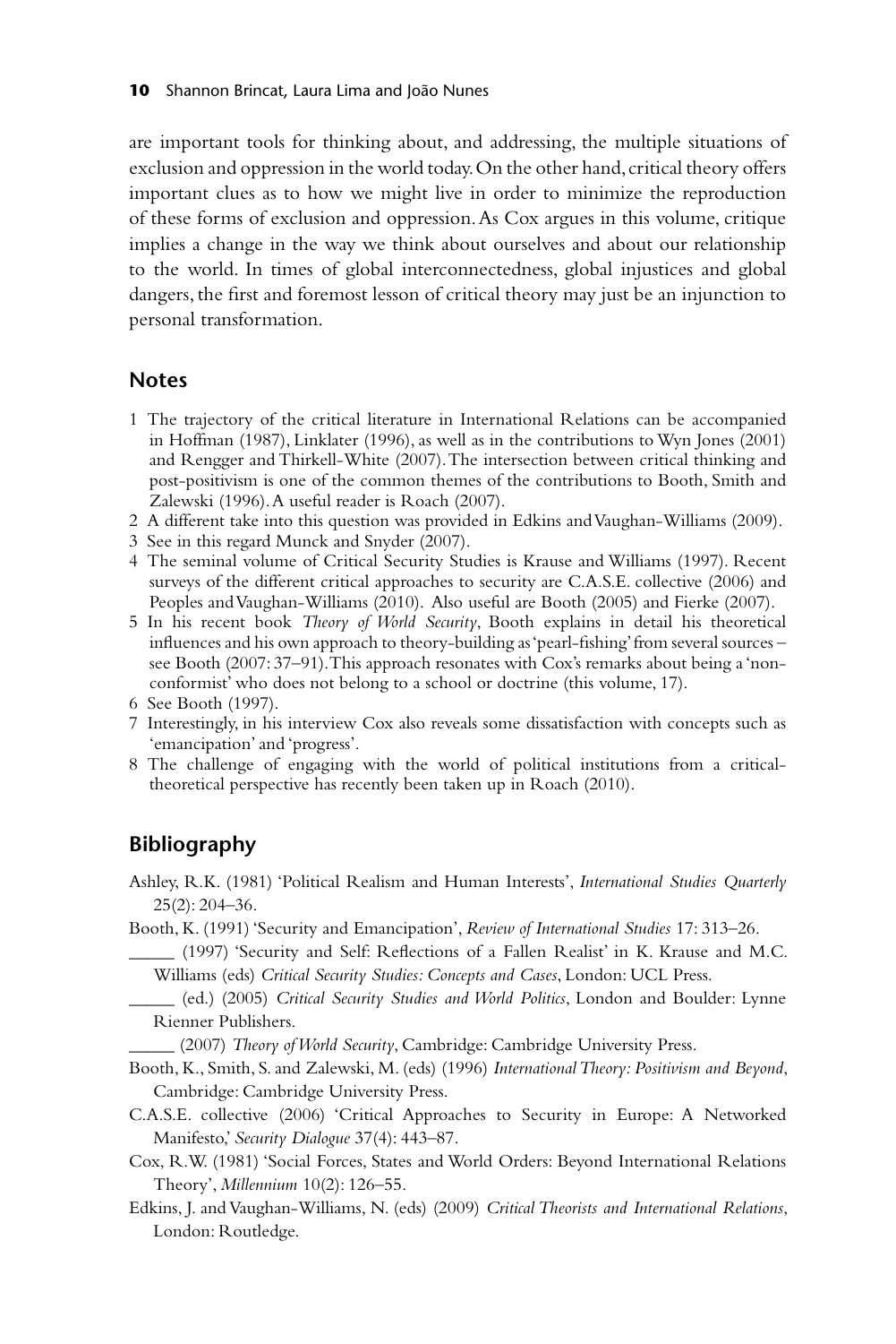are important tools for thinking about, and addressing, the multiple situations of exclusion and oppression in the world today. On the other hand, critical theory offers important clues as to how we might live in order to minimize the reproduction of these forms of exclusion and oppression. As Cox argues in this volume, critique implies a change in the way we think about ourselves and about our relationship to the world. In times of global interconnectedness, global injustices and global dangers, the first and foremost lesson of critical theory may just be an injunction to personal transformation.

## Notes

1. The trajectory of the critical literature in International Relations can be accompanied in Hoffman (1987), Linklater (1996), as well as in the contributions to Wyn Jones (2001) and Rengger and Thirkell-White (2007). The intersection between critical thinking and post-positivism is one of the common themes of the contributions to Booth, Smith and Zalewski (1996). A useful reader is Roach (2007).
2. A different take into this question was provided in Edkins and Vaughan-Williams (2009).
3. See in this regard Munck and Snyder (2007).
4. The seminal volume of Critical Security Studies is Krause and Williams (1997). Recent surveys of the different critical approaches to security are C.A.S.E. collective (2006) and Peoples and Vaughan-Williams (2010). Also useful are Booth (2005) and Fierke (2007).
5. In his recent book *Theory of World Security*, Booth explains in detail his theoretical influences and his own approach to theory-building as 'pearl-fishing' from several sources – see Booth (2007: 37–91). This approach resonates with Cox's remarks about being a 'non-conformist' who does not belong to a school or doctrine (this volume, 17).
6. See Booth (1997).
7. Interestingly, in his interview Cox also reveals some dissatisfaction with concepts such as 'emancipation' and 'progress'.
8. The challenge of engaging with the world of political institutions from a critical-theoretical perspective has recently been taken up in Roach (2010).

## Bibliography

Ashley, R.K. (1981) 'Political Realism and Human Interests', *International Studies Quarterly* 25(2): 204–36.

Booth, K. (1991) 'Security and Emancipation', *Review of International Studies* 17: 313–26.

_____ (1997) 'Security and Self: Reflections of a Fallen Realist' in K. Krause and M.C. Williams (eds) *Critical Security Studies: Concepts and Cases*, London: UCL Press.

_____ (ed.) (2005) *Critical Security Studies and World Politics*, London and Boulder: Lynne Rienner Publishers.

_____ (2007) *Theory of World Security*, Cambridge: Cambridge University Press.

Booth, K., Smith, S. and Zalewski, M. (eds) (1996) *International Theory: Positivism and Beyond*, Cambridge: Cambridge University Press.

C.A.S.E. collective (2006) 'Critical Approaches to Security in Europe: A Networked Manifesto,' *Security Dialogue* 37(4): 443–87.

Cox, R.W. (1981) 'Social Forces, States and World Orders: Beyond International Relations Theory', *Millennium* 10(2): 126–55.

Edkins, J. and Vaughan-Williams, N. (eds) (2009) *Critical Theorists and International Relations*, London: Routledge.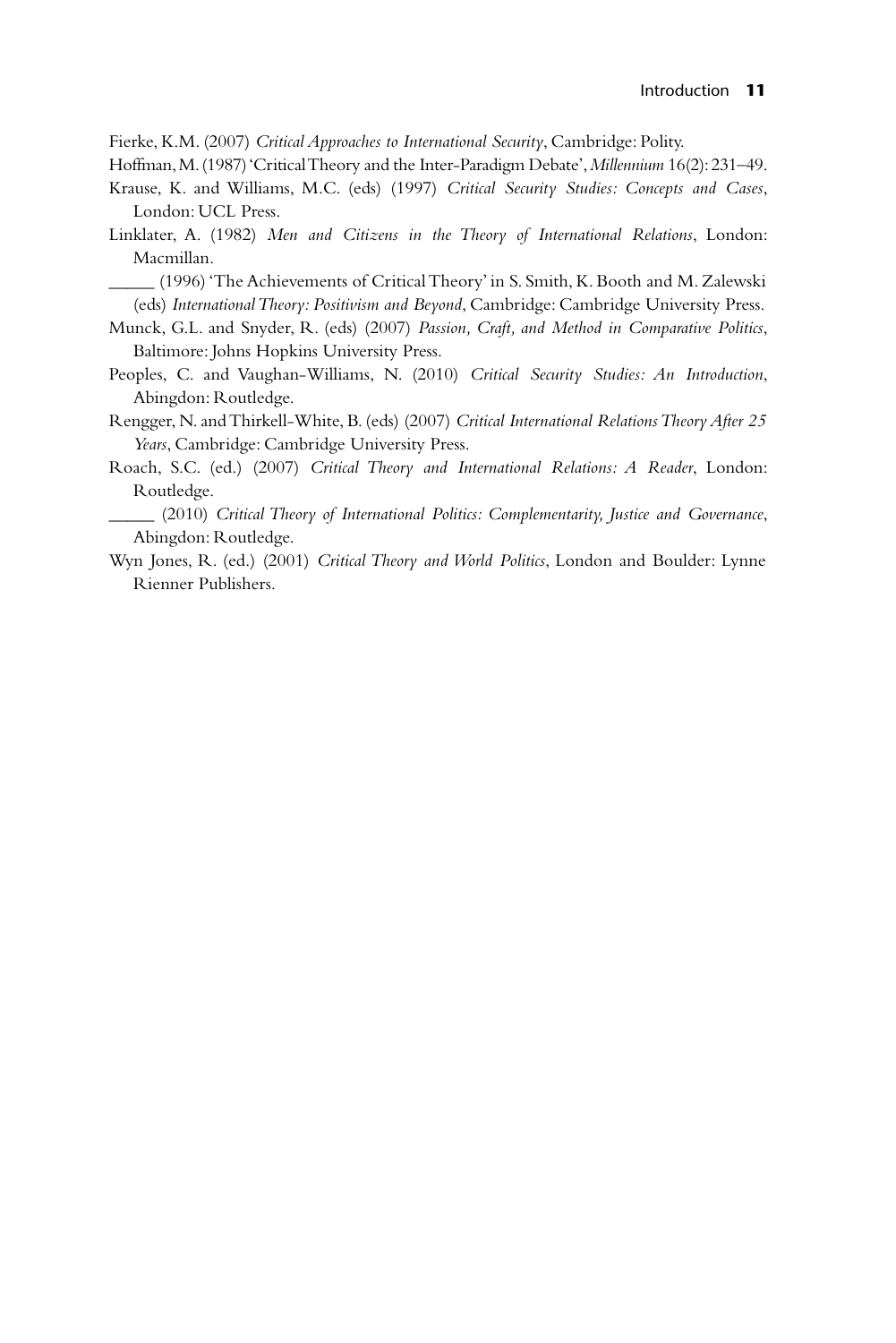Fierke, K.M. (2007) *Critical Approaches to International Security*, Cambridge: Polity.

Hoffman, M. (1987) 'Critical Theory and the Inter-Paradigm Debate', *Millennium* 16(2): 231–49.

Krause, K. and Williams, M.C. (eds) (1997) *Critical Security Studies: Concepts and Cases*, London: UCL Press.

Linklater, A. (1982) *Men and Citizens in the Theory of International Relations*, London: Macmillan.

_____ (1996) 'The Achievements of Critical Theory' in S. Smith, K. Booth and M. Zalewski (eds) *International Theory: Positivism and Beyond*, Cambridge: Cambridge University Press.

Munck, G.L. and Snyder, R. (eds) (2007) *Passion, Craft, and Method in Comparative Politics*, Baltimore: Johns Hopkins University Press.

Peoples, C. and Vaughan-Williams, N. (2010) *Critical Security Studies: An Introduction*, Abingdon: Routledge.

Rengger, N. and Thirkell-White, B. (eds) (2007) *Critical International Relations Theory After 25 Years*, Cambridge: Cambridge University Press.

Roach, S.C. (ed.) (2007) *Critical Theory and International Relations: A Reader*, London: Routledge.

_____ (2010) *Critical Theory of International Politics: Complementarity, Justice and Governance*, Abingdon: Routledge.

Wyn Jones, R. (ed.) (2001) *Critical Theory and World Politics*, London and Boulder: Lynne Rienner Publishers.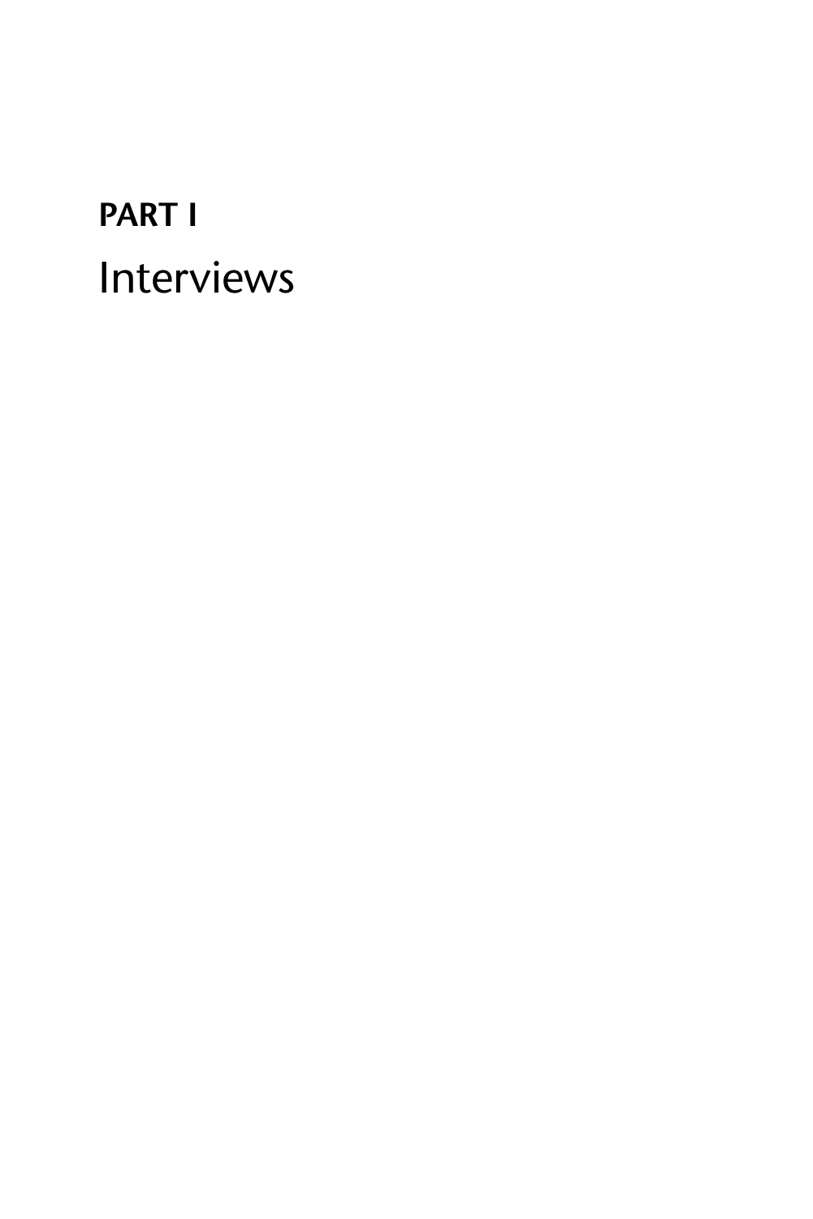# PART I

# Interviews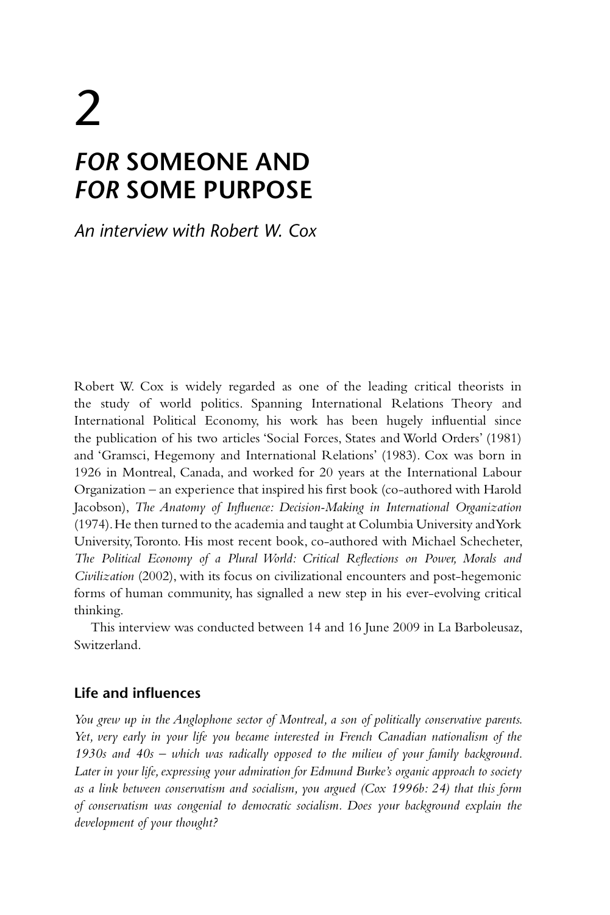# 2

# *FOR* SOMEONE AND *FOR* SOME PURPOSE

*An interview with Robert W. Cox*

Robert W. Cox is widely regarded as one of the leading critical theorists in the study of world politics. Spanning International Relations Theory and International Political Economy, his work has been hugely influential since the publication of his two articles 'Social Forces, States and World Orders' (1981) and 'Gramsci, Hegemony and International Relations' (1983). Cox was born in 1926 in Montreal, Canada, and worked for 20 years at the International Labour Organization – an experience that inspired his first book (co-authored with Harold Jacobson), *The Anatomy of Influence: Decision-Making in International Organization* (1974). He then turned to the academia and taught at Columbia University and York University, Toronto. His most recent book, co-authored with Michael Schecheter, *The Political Economy of a Plural World: Critical Reflections on Power, Morals and Civilization* (2002), with its focus on civilizational encounters and post-hegemonic forms of human community, has signalled a new step in his ever-evolving critical thinking.

This interview was conducted between 14 and 16 June 2009 in La Barboleusaz, Switzerland.

## Life and influences

*You grew up in the Anglophone sector of Montreal, a son of politically conservative parents. Yet, very early in your life you became interested in French Canadian nationalism of the 1930s and 40s – which was radically opposed to the milieu of your family background. Later in your life, expressing your admiration for Edmund Burke's organic approach to society as a link between conservatism and socialism, you argued (Cox 1996b: 24) that this form of conservatism was congenial to democratic socialism. Does your background explain the development of your thought?*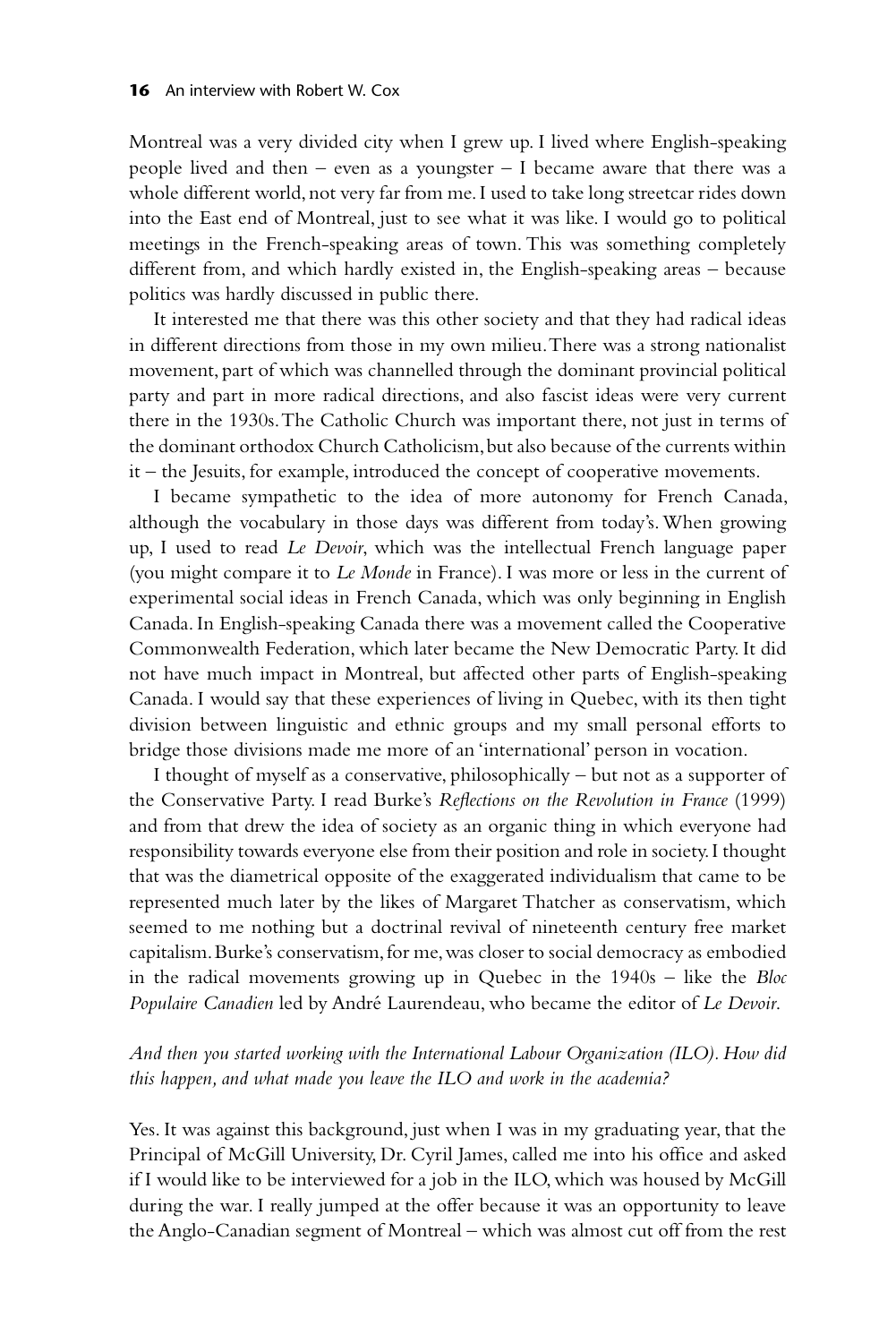Montreal was a very divided city when I grew up. I lived where English-speaking people lived and then – even as a youngster – I became aware that there was a whole different world, not very far from me. I used to take long streetcar rides down into the East end of Montreal, just to see what it was like. I would go to political meetings in the French-speaking areas of town. This was something completely different from, and which hardly existed in, the English-speaking areas – because politics was hardly discussed in public there.

It interested me that there was this other society and that they had radical ideas in different directions from those in my own milieu. There was a strong nationalist movement, part of which was channelled through the dominant provincial political party and part in more radical directions, and also fascist ideas were very current there in the 1930s. The Catholic Church was important there, not just in terms of the dominant orthodox Church Catholicism, but also because of the currents within it – the Jesuits, for example, introduced the concept of cooperative movements.

I became sympathetic to the idea of more autonomy for French Canada, although the vocabulary in those days was different from today's. When growing up, I used to read *Le Devoir*, which was the intellectual French language paper (you might compare it to *Le Monde* in France). I was more or less in the current of experimental social ideas in French Canada, which was only beginning in English Canada. In English-speaking Canada there was a movement called the Cooperative Commonwealth Federation, which later became the New Democratic Party. It did not have much impact in Montreal, but affected other parts of English-speaking Canada. I would say that these experiences of living in Quebec, with its then tight division between linguistic and ethnic groups and my small personal efforts to bridge those divisions made me more of an 'international' person in vocation.

I thought of myself as a conservative, philosophically – but not as a supporter of the Conservative Party. I read Burke's *Reflections on the Revolution in France* (1999) and from that drew the idea of society as an organic thing in which everyone had responsibility towards everyone else from their position and role in society. I thought that was the diametrical opposite of the exaggerated individualism that came to be represented much later by the likes of Margaret Thatcher as conservatism, which seemed to me nothing but a doctrinal revival of nineteenth century free market capitalism. Burke's conservatism, for me, was closer to social democracy as embodied in the radical movements growing up in Quebec in the 1940s – like the *Bloc Populaire Canadien* led by André Laurendeau, who became the editor of *Le Devoir*.

*And then you started working with the International Labour Organization (ILO). How did this happen, and what made you leave the ILO and work in the academia?*

Yes. It was against this background, just when I was in my graduating year, that the Principal of McGill University, Dr. Cyril James, called me into his office and asked if I would like to be interviewed for a job in the ILO, which was housed by McGill during the war. I really jumped at the offer because it was an opportunity to leave the Anglo-Canadian segment of Montreal – which was almost cut off from the rest